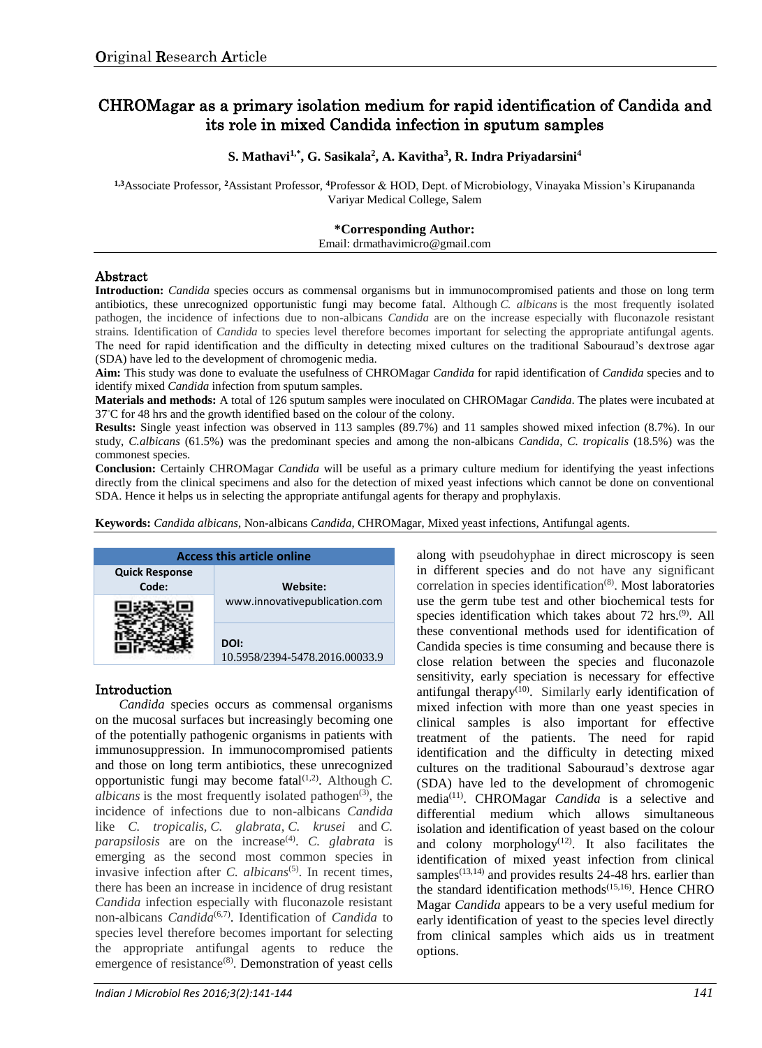Original Research Article

# CHROMagar as a primary isolation medium for rapid identification of Candida and its role in mixed Candida infection in sputum samples

**S. Mathavi[1,*], G. Sasikala[2], A. Kavitha[3], R. Indra Priyadarsini[4]**

[1,3]Associate Professor, [2]Assistant Professor, [4]Professor & HOD, Dept. of Microbiology, Vinayaka Mission's Kirupananda Variyar Medical College, Salem

**\*Corresponding Author:**
Email: drmathavimicro@gmail.com

## Abstract

**Introduction:** *Candida* species occurs as commensal organisms but in immunocompromised patients and those on long term antibiotics, these unrecognized opportunistic fungi may become fatal. Although *C. albicans* is the most frequently isolated pathogen, the incidence of infections due to non-albicans *Candida* are on the increase especially with fluconazole resistant strains. Identification of *Candida* to species level therefore becomes important for selecting the appropriate antifungal agents. The need for rapid identification and the difficulty in detecting mixed cultures on the traditional Sabouraud's dextrose agar (SDA) have led to the development of chromogenic media.

**Aim:** This study was done to evaluate the usefulness of CHROMagar *Candida* for rapid identification of *Candida* species and to identify mixed *Candida* infection from sputum samples.

**Materials and methods:** A total of 126 sputum samples were inoculated on CHROMagar *Candida*. The plates were incubated at 37°C for 48 hrs and the growth identified based on the colour of the colony.

**Results:** Single yeast infection was observed in 113 samples (89.7%) and 11 samples showed mixed infection (8.7%). In our study, *C.albicans* (61.5%) was the predominant species and among the non-albicans *Candida*, *C. tropicalis* (18.5%) was the commonest species.

**Conclusion:** Certainly CHROMagar *Candida* will be useful as a primary culture medium for identifying the yeast infections directly from the clinical specimens and also for the detection of mixed yeast infections which cannot be done on conventional SDA. Hence it helps us in selecting the appropriate antifungal agents for therapy and prophylaxis.

**Keywords:** *Candida albicans*, Non-albicans *Candida*, CHROMagar, Mixed yeast infections, Antifungal agents.

| Access this article online | |
|---|---|
| Quick Response Code: | Website: www.innovativepublication.com |
| | DOI: 10.5958/2394-5478.2016.00033.9 |

## Introduction

*Candida* species occurs as commensal organisms on the mucosal surfaces but increasingly becoming one of the potentially pathogenic organisms in patients with immunosuppression. In immunocompromised patients and those on long term antibiotics, these unrecognized opportunistic fungi may become fatal[1,2]. Although *C. albicans* is the most frequently isolated pathogen[3], the incidence of infections due to non-albicans *Candida* like *C. tropicalis*, *C. glabrata*, *C. krusei* and *C. parapsilosis* are on the increase[4]. *C. glabrata* is emerging as the second most common species in invasive infection after *C. albicans*[5]. In recent times, there has been an increase in incidence of drug resistant *Candida* infection especially with fluconazole resistant non-albicans *Candida*[6,7]. Identification of *Candida* to species level therefore becomes important for selecting the appropriate antifungal agents to reduce the emergence of resistance[8]. Demonstration of yeast cells along with pseudohyphae in direct microscopy is seen in different species and do not have any significant correlation in species identification[8]. Most laboratories use the germ tube test and other biochemical tests for species identification which takes about 72 hrs.[9]. All these conventional methods used for identification of Candida species is time consuming and because there is close relation between the species and fluconazole sensitivity, early speciation is necessary for effective antifungal therapy[10]. Similarly early identification of mixed infection with more than one yeast species in clinical samples is also important for effective treatment of the patients. The need for rapid identification and the difficulty in detecting mixed cultures on the traditional Sabouraud's dextrose agar (SDA) have led to the development of chromogenic media[11]. CHROMagar *Candida* is a selective and differential medium which allows simultaneous isolation and identification of yeast based on the colour and colony morphology[12]. It also facilitates the identification of mixed yeast infection from clinical samples[13,14] and provides results 24-48 hrs. earlier than the standard identification methods[15,16]. Hence CHRO Magar *Candida* appears to be a very useful medium for early identification of yeast to the species level directly from clinical samples which aids us in treatment options.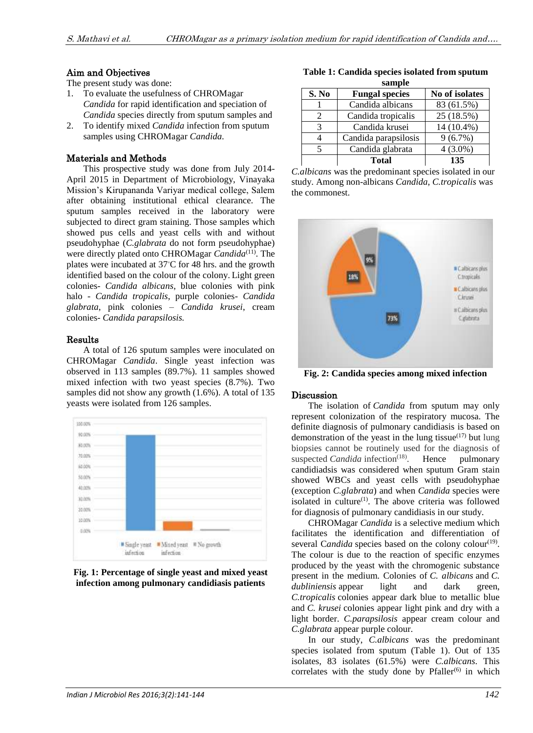## Aim and Objectives

The present study was done:

1. To evaluate the usefulness of CHROMagar *Candida* for rapid identification and speciation of *Candida* species directly from sputum samples and
2. To identify mixed *Candida* infection from sputum samples using CHROMagar *Candida*.

## Materials and Methods

This prospective study was done from July 2014-April 2015 in Department of Microbiology, Vinayaka Mission's Kirupananda Variyar medical college, Salem after obtaining institutional ethical clearance. The sputum samples received in the laboratory were subjected to direct gram staining. Those samples which showed pus cells and yeast cells with and without pseudohyphae (*C.glabrata* do not form pseudohyphae) were directly plated onto CHROMagar *Candida*[11]. The plates were incubated at 37°C for 48 hrs. and the growth identified based on the colour of the colony. Light green colonies- *Candida albicans*, blue colonies with pink halo - *Candida tropicalis*, purple colonies- *Candida glabrata*, pink colonies – *Candida krusei*, cream colonies- *Candida parapsilosis.*

## Results

A total of 126 sputum samples were inoculated on CHROMagar *Candida*. Single yeast infection was observed in 113 samples (89.7%). 11 samples showed mixed infection with two yeast species (8.7%). Two samples did not show any growth (1.6%). A total of 135 yeasts were isolated from 126 samples.

**Fig. 1: Percentage of single yeast and mixed yeast infection among pulmonary candidiasis patients**

**Table 1: Candida species isolated from sputum sample**

| S. No | Fungal species | No of isolates |
|---|---|---|
| 1 | Candida albicans | 83 (61.5%) |
| 2 | Candida tropicalis | 25 (18.5%) |
| 3 | Candida krusei | 14 (10.4%) |
| 4 | Candida parapsilosis | 9 (6.7%) |
| 5 | Candida glabrata | 4 (3.0%) |
| | **Total** | **135** |

*C.albicans* was the predominant species isolated in our study. Among non-albicans *Candida*, *C.tropicalis* was the commonest.

**Fig. 2: Candida species among mixed infection**

## Discussion

The isolation of *Candida* from sputum may only represent colonization of the respiratory mucosa. The definite diagnosis of pulmonary candidiasis is based on demonstration of the yeast in the lung tissue[17] but lung biopsies cannot be routinely used for the diagnosis of suspected *Candida* infection[18]. Hence pulmonary candidiadsis was considered when sputum Gram stain showed WBCs and yeast cells with pseudohyphae (exception *C.glabrata*) and when *Candida* species were isolated in culture[1]. The above criteria was followed for diagnosis of pulmonary candidiasis in our study.

CHROMagar *Candida* is a selective medium which facilitates the identification and differentiation of several C*andida* species based on the colony colour[19]. The colour is due to the reaction of specific enzymes produced by the yeast with the chromogenic substance present in the medium. Colonies of *C. albicans* and *C. dubliniensis* appear light and dark green, *C.tropicalis* colonies appear dark blue to metallic blue and *C. krusei* colonies appear light pink and dry with a light border. *C.parapsilosis* appear cream colour and *C.glabrata* appear purple colour.

In our study, *C.albicans* was the predominant species isolated from sputum (Table 1). Out of 135 isolates, 83 isolates (61.5%) were *C.albicans*. This correlates with the study done by Pfaller[6] in which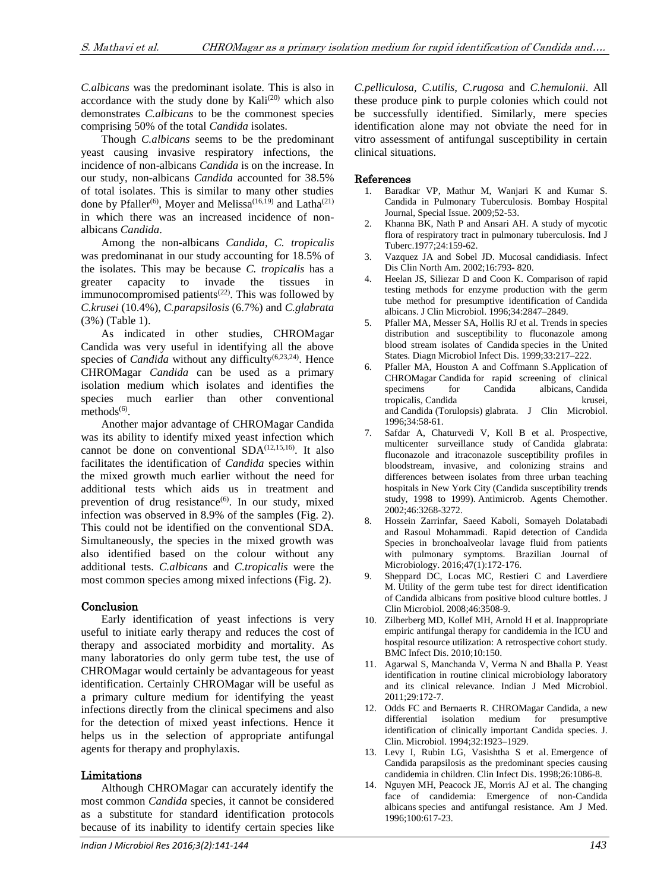*C.albicans* was the predominant isolate. This is also in accordance with the study done by Kali[20] which also demonstrates *C.albicans* to be the commonest species comprising 50% of the total *Candida* isolates.

Though *C.albicans* seems to be the predominant yeast causing invasive respiratory infections, the incidence of non-albicans *Candida* is on the increase. In our study, non-albicans *Candida* accounted for 38.5% of total isolates. This is similar to many other studies done by Pfaller[6], Moyer and Melissa[16,19] and Latha[21] in which there was an increased incidence of non-albicans *Candida*.

Among the non-albicans *Candida*, *C. tropicalis* was predominanat in our study accounting for 18.5% of the isolates. This may be because *C. tropicalis* has a greater capacity to invade the tissues in immunocompromised patients[22]. This was followed by *C.krusei* (10.4%), *C.parapsilosis* (6.7%) and *C.glabrata* (3%) (Table 1).

As indicated in other studies, CHROMagar Candida was very useful in identifying all the above species of *Candida* without any difficulty[6,23,24]. Hence CHROMagar *Candida* can be used as a primary isolation medium which isolates and identifies the species much earlier than other conventional methods[6].

Another major advantage of CHROMagar Candida was its ability to identify mixed yeast infection which cannot be done on conventional SDA[12,15,16]. It also facilitates the identification of *Candida* species within the mixed growth much earlier without the need for additional tests which aids us in treatment and prevention of drug resistance[6]. In our study, mixed infection was observed in 8.9% of the samples (Fig. 2). This could not be identified on the conventional SDA. Simultaneously, the species in the mixed growth was also identified based on the colour without any additional tests. *C.albicans* and *C.tropicalis* were the most common species among mixed infections (Fig. 2).

## Conclusion

Early identification of yeast infections is very useful to initiate early therapy and reduces the cost of therapy and associated morbidity and mortality. As many laboratories do only germ tube test, the use of CHROMagar would certainly be advantageous for yeast identification. Certainly CHROMagar will be useful as a primary culture medium for identifying the yeast infections directly from the clinical specimens and also for the detection of mixed yeast infections. Hence it helps us in the selection of appropriate antifungal agents for therapy and prophylaxis.

## Limitations

Although CHROMagar can accurately identify the most common *Candida* species, it cannot be considered as a substitute for standard identification protocols because of its inability to identify certain species like *C.pelliculosa*, *C.utilis*, *C.rugosa* and *C.hemulonii*. All these produce pink to purple colonies which could not be successfully identified. Similarly, mere species identification alone may not obviate the need for in vitro assessment of antifungal susceptibility in certain clinical situations.

## References

1. Baradkar VP, Mathur M, Wanjari K and Kumar S. Candida in Pulmonary Tuberculosis. Bombay Hospital Journal, Special Issue. 2009;52-53.
2. Khanna BK, Nath P and Ansari AH. A study of mycotic flora of respiratory tract in pulmonary tuberculosis. Ind J Tuberc.1977;24:159-62.
3. Vazquez JA and Sobel JD. Mucosal candidiasis. Infect Dis Clin North Am. 2002;16:793- 820.
4. Heelan JS, Siliezar D and Coon K. Comparison of rapid testing methods for enzyme production with the germ tube method for presumptive identification of Candida albicans. J Clin Microbiol. 1996;34:2847–2849.
5. Pfaller MA, Messer SA, Hollis RJ et al. Trends in species distribution and susceptibility to fluconazole among blood stream isolates of Candida species in the United States. Diagn Microbiol Infect Dis. 1999;33:217–222.
6. Pfaller MA, Houston A and Coffmann S.Application of CHROMagar Candida for rapid screening of clinical specimens for Candida albicans, Candida tropicalis, Candida krusei, and Candida (Torulopsis) glabrata. J Clin Microbiol. 1996;34:58-61.
7. Safdar A, Chaturvedi V, Koll B et al. Prospective, multicenter surveillance study of Candida glabrata: fluconazole and itraconazole susceptibility profiles in bloodstream, invasive, and colonizing strains and differences between isolates from three urban teaching hospitals in New York City (Candida susceptibility trends study, 1998 to 1999). Antimicrob. Agents Chemother. 2002;46:3268-3272.
8. Hossein Zarrinfar, Saeed Kaboli, Somayeh Dolatabadi and Rasoul Mohammadi. Rapid detection of Candida Species in bronchoalveolar lavage fluid from patients with pulmonary symptoms. Brazilian Journal of Microbiology. 2016;47(1):172-176.
9. Sheppard DC, Locas MC, Restieri C and Laverdiere M. Utility of the germ tube test for direct identification of Candida albicans from positive blood culture bottles. J Clin Microbiol. 2008;46:3508-9.
10. Zilberberg MD, Kollef MH, Arnold H et al. Inappropriate empiric antifungal therapy for candidemia in the ICU and hospital resource utilization: A retrospective cohort study. BMC Infect Dis. 2010;10:150.
11. Agarwal S, Manchanda V, Verma N and Bhalla P. Yeast identification in routine clinical microbiology laboratory and its clinical relevance. Indian J Med Microbiol. 2011;29:172-7.
12. Odds FC and Bernaerts R. CHROMagar Candida, a new differential isolation medium for presumptive identification of clinically important Candida species. J. Clin. Microbiol. 1994;32:1923–1929.
13. Levy I, Rubin LG, Vasishtha S et al. Emergence of Candida parapsilosis as the predominant species causing candidemia in children. Clin Infect Dis. 1998;26:1086-8.
14. Nguyen MH, Peacock JE, Morris AJ et al. The changing face of candidemia: Emergence of non-Candida albicans species and antifungal resistance. Am J Med. 1996;100:617-23.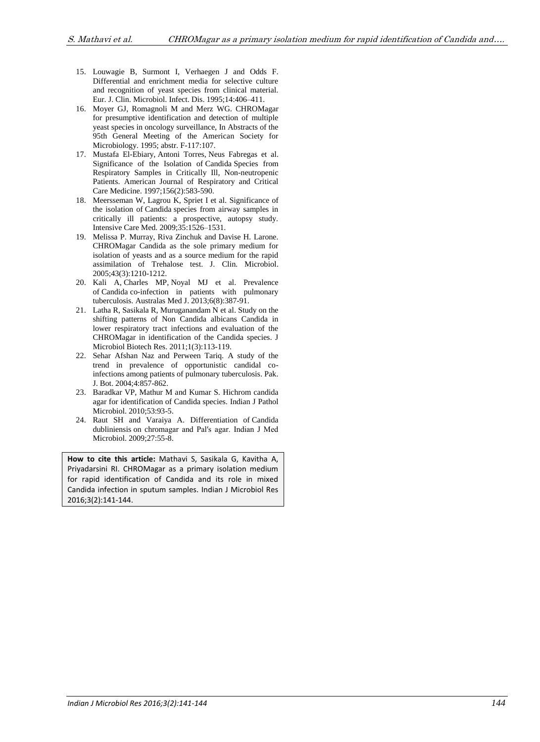15. Louwagie B, Surmont I, Verhaegen J and Odds F. Differential and enrichment media for selective culture and recognition of yeast species from clinical material. Eur. J. Clin. Microbiol. Infect. Dis. 1995;14:406–411.
16. Moyer GJ, Romagnoli M and Merz WG. CHROMagar for presumptive identification and detection of multiple yeast species in oncology surveillance, In Abstracts of the 95th General Meeting of the American Society for Microbiology. 1995; abstr. F-117:107.
17. Mustafa El-Ebiary, Antoni Torres, Neus Fabregas et al. Significance of the Isolation of Candida Species from Respiratory Samples in Critically Ill, Non-neutropenic Patients. American Journal of Respiratory and Critical Care Medicine. 1997;156(2):583-590.
18. Meersseman W, Lagrou K, Spriet I et al. Significance of the isolation of Candida species from airway samples in critically ill patients: a prospective, autopsy study. Intensive Care Med. 2009;35:1526–1531.
19. Melissa P. Murray, Riva Zinchuk and Davise H. Larone. CHROMagar Candida as the sole primary medium for isolation of yeasts and as a source medium for the rapid assimilation of Trehalose test. J. Clin. Microbiol. 2005;43(3):1210-1212.
20. Kali A, Charles MP, Noyal MJ et al. Prevalence of Candida co-infection in patients with pulmonary tuberculosis. Australas Med J. 2013;6(8):387-91.
21. Latha R, Sasikala R, Muruganandam N et al. Study on the shifting patterns of Non Candida albicans Candida in lower respiratory tract infections and evaluation of the CHROMagar in identification of the Candida species. J Microbiol Biotech Res. 2011;1(3):113-119.
22. Sehar Afshan Naz and Perween Tariq. A study of the trend in prevalence of opportunistic candidal co-infections among patients of pulmonary tuberculosis. Pak. J. Bot. 2004;4:857-862.
23. Baradkar VP, Mathur M and Kumar S. Hichrom candida agar for identification of Candida species. Indian J Pathol Microbiol. 2010;53:93-5.
24. Raut SH and Varaiya A. Differentiation of Candida dubliniensis on chromagar and Pal′s agar. Indian J Med Microbiol. 2009;27:55-8.

**How to cite this article:** Mathavi S, Sasikala G, Kavitha A, Priyadarsini RI. CHROMagar as a primary isolation medium for rapid identification of Candida and its role in mixed Candida infection in sputum samples. Indian J Microbiol Res 2016;3(2):141-144.